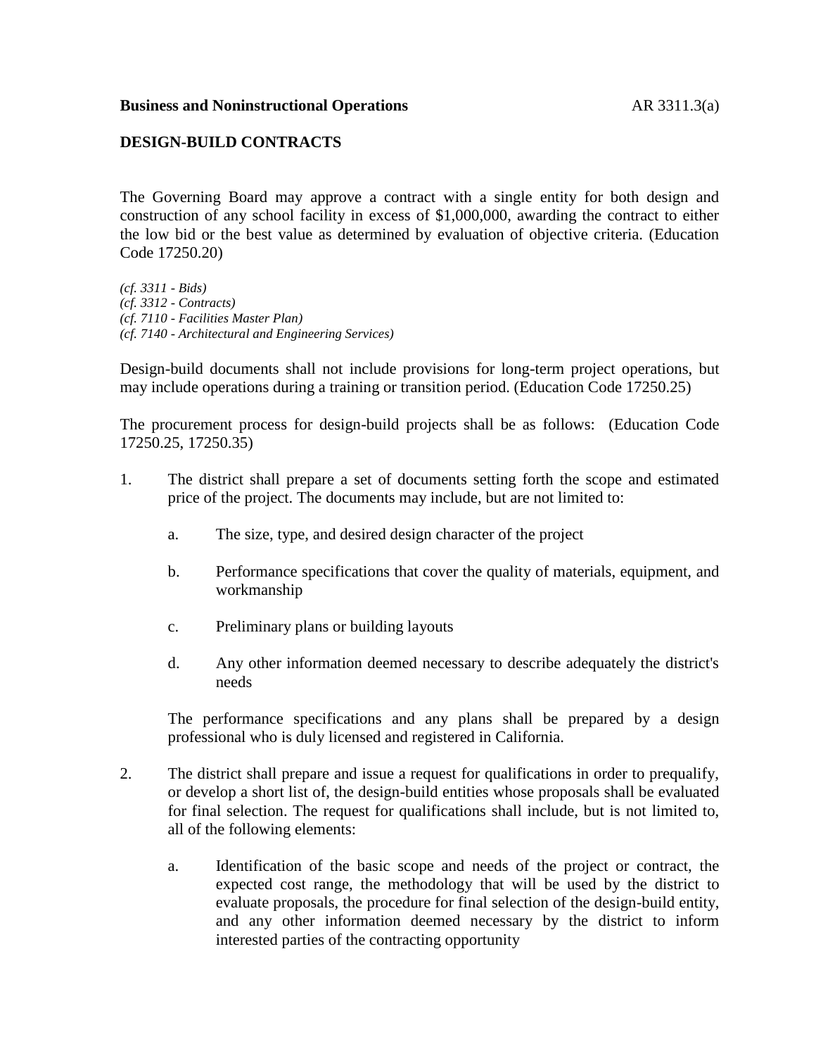**Business and Noninstructional Operations** AR 3311.3(a)

**DESIGN-BUILD CONTRACTS**

The Governing Board may approve a contract with a single entity for both design and construction of any school facility in excess of $1,000,000, awarding the contract to either the low bid or the best value as determined by evaluation of objective criteria. (Education Code 17250.20)

*(cf. 3311 - Bids)*
*(cf. 3312 - Contracts)*
*(cf. 7110 - Facilities Master Plan)*
*(cf. 7140 - Architectural and Engineering Services)*

Design-build documents shall not include provisions for long-term project operations, but may include operations during a training or transition period. (Education Code 17250.25)

The procurement process for design-build projects shall be as follows: (Education Code 17250.25, 17250.35)

1. The district shall prepare a set of documents setting forth the scope and estimated price of the project. The documents may include, but are not limited to:

   a. The size, type, and desired design character of the project

   b. Performance specifications that cover the quality of materials, equipment, and workmanship

   c. Preliminary plans or building layouts

   d. Any other information deemed necessary to describe adequately the district's needs

   The performance specifications and any plans shall be prepared by a design professional who is duly licensed and registered in California.

2. The district shall prepare and issue a request for qualifications in order to prequalify, or develop a short list of, the design-build entities whose proposals shall be evaluated for final selection. The request for qualifications shall include, but is not limited to, all of the following elements:

   a. Identification of the basic scope and needs of the project or contract, the expected cost range, the methodology that will be used by the district to evaluate proposals, the procedure for final selection of the design-build entity, and any other information deemed necessary by the district to inform interested parties of the contracting opportunity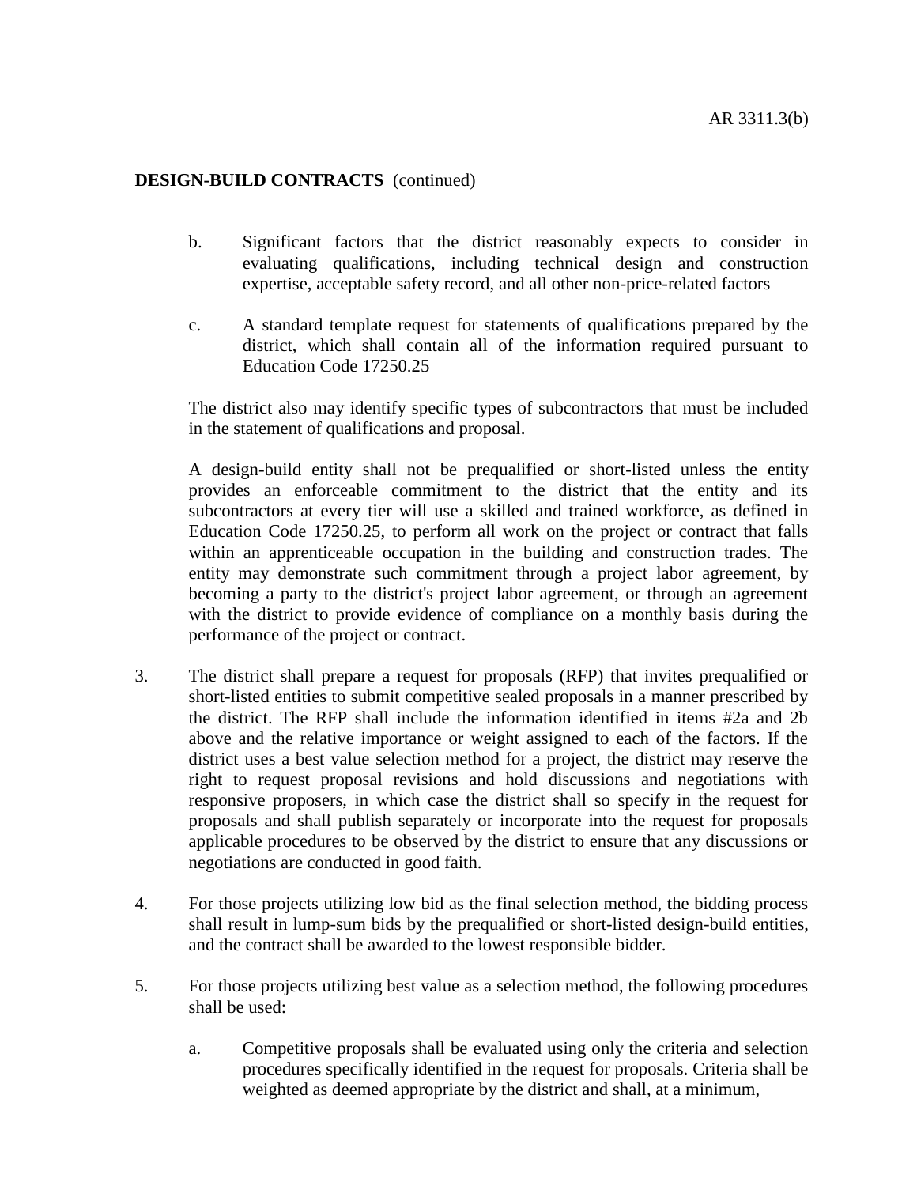**DESIGN-BUILD CONTRACTS** (continued)

b. Significant factors that the district reasonably expects to consider in evaluating qualifications, including technical design and construction expertise, acceptable safety record, and all other non-price-related factors

c. A standard template request for statements of qualifications prepared by the district, which shall contain all of the information required pursuant to Education Code 17250.25

The district also may identify specific types of subcontractors that must be included in the statement of qualifications and proposal.

A design-build entity shall not be prequalified or short-listed unless the entity provides an enforceable commitment to the district that the entity and its subcontractors at every tier will use a skilled and trained workforce, as defined in Education Code 17250.25, to perform all work on the project or contract that falls within an apprenticeable occupation in the building and construction trades. The entity may demonstrate such commitment through a project labor agreement, by becoming a party to the district's project labor agreement, or through an agreement with the district to provide evidence of compliance on a monthly basis during the performance of the project or contract.

3. The district shall prepare a request for proposals (RFP) that invites prequalified or short-listed entities to submit competitive sealed proposals in a manner prescribed by the district. The RFP shall include the information identified in items #2a and 2b above and the relative importance or weight assigned to each of the factors. If the district uses a best value selection method for a project, the district may reserve the right to request proposal revisions and hold discussions and negotiations with responsive proposers, in which case the district shall so specify in the request for proposals and shall publish separately or incorporate into the request for proposals applicable procedures to be observed by the district to ensure that any discussions or negotiations are conducted in good faith.

4. For those projects utilizing low bid as the final selection method, the bidding process shall result in lump-sum bids by the prequalified or short-listed design-build entities, and the contract shall be awarded to the lowest responsible bidder.

5. For those projects utilizing best value as a selection method, the following procedures shall be used:

   a. Competitive proposals shall be evaluated using only the criteria and selection procedures specifically identified in the request for proposals. Criteria shall be weighted as deemed appropriate by the district and shall, at a minimum,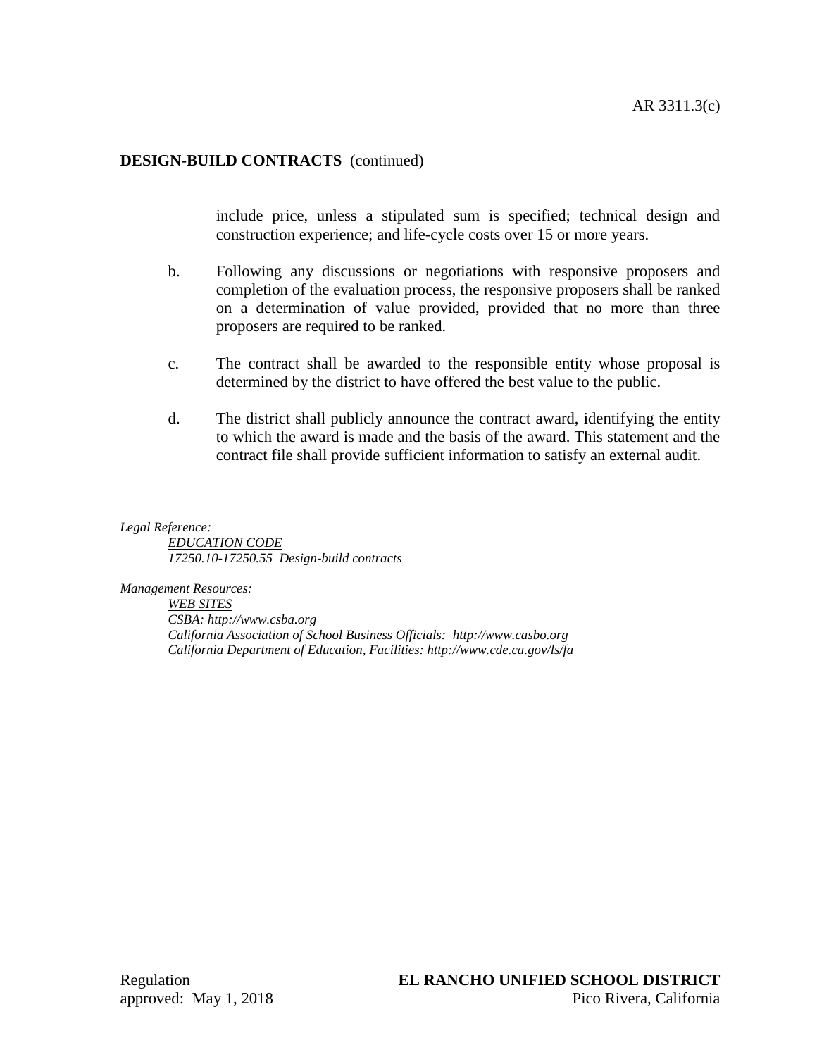**DESIGN-BUILD CONTRACTS** (continued)

include price, unless a stipulated sum is specified; technical design and construction experience; and life-cycle costs over 15 or more years.

b. Following any discussions or negotiations with responsive proposers and completion of the evaluation process, the responsive proposers shall be ranked on a determination of value provided, provided that no more than three proposers are required to be ranked.

c. The contract shall be awarded to the responsible entity whose proposal is determined by the district to have offered the best value to the public.

d. The district shall publicly announce the contract award, identifying the entity to which the award is made and the basis of the award. This statement and the contract file shall provide sufficient information to satisfy an external audit.

*Legal Reference:*

*EDUCATION CODE*

*17250.10-17250.55 Design-build contracts*

*Management Resources:*

*WEB SITES*

*CSBA: http://www.csba.org*

*California Association of School Business Officials: http://www.casbo.org*

*California Department of Education, Facilities: http://www.cde.ca.gov/ls/fa*

Regulation approved: May 1, 2018

**EL RANCHO UNIFIED SCHOOL DISTRICT**
Pico Rivera, California